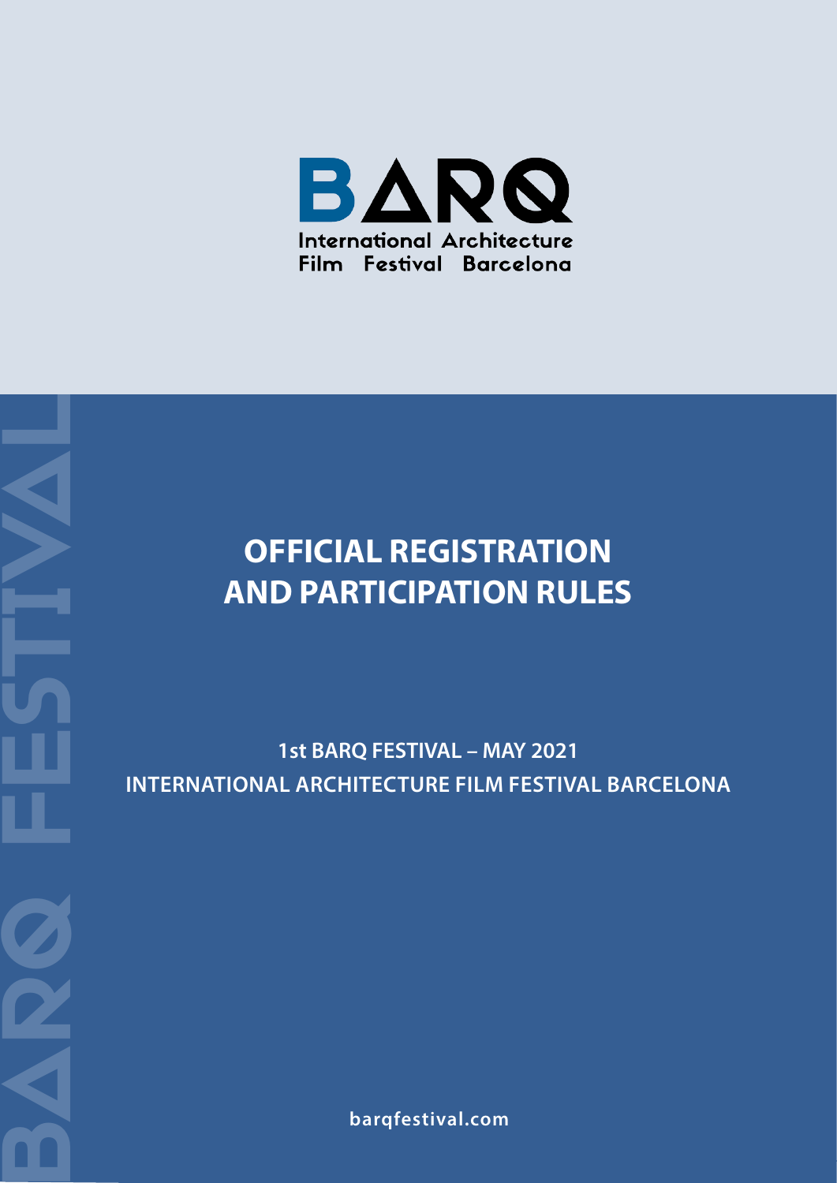BARQ

International Architecture Film Festival Barcelona

# OFFICIAL REGISTRATION AND PARTICIPATION RULES

## 1st BARQ FESTIVAL – MAY 2021
## INTERNATIONAL ARCHITECTURE FILM FESTIVAL BARCELONA

barqfestival.com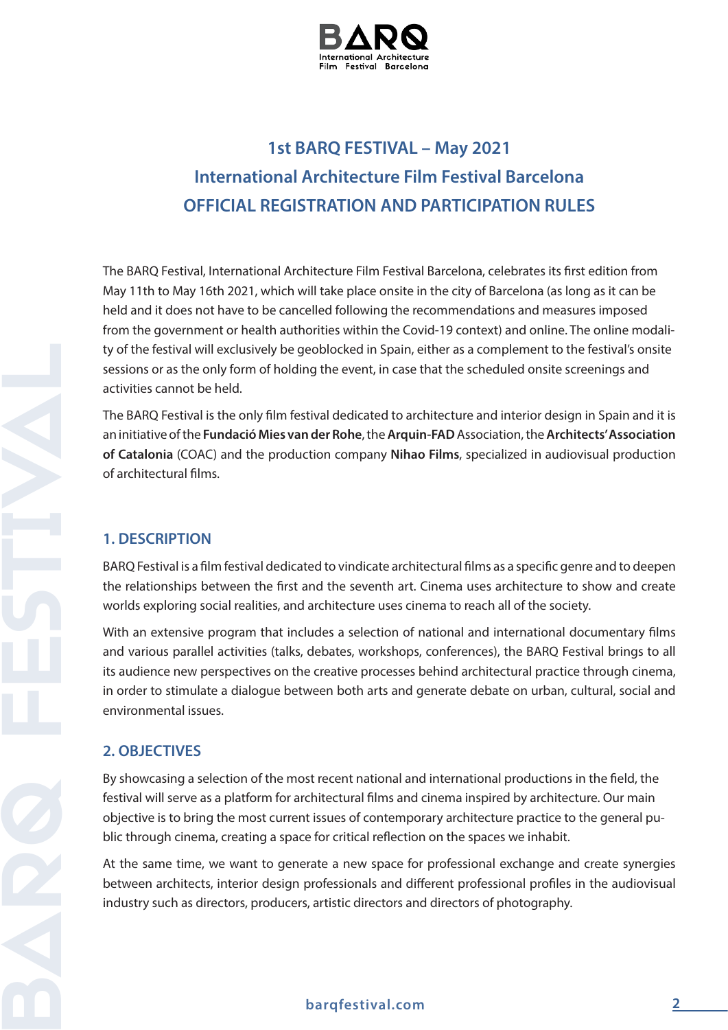# 1st BARQ FESTIVAL – May 2021
# International Architecture Film Festival Barcelona
# OFFICIAL REGISTRATION AND PARTICIPATION RULES

The BARQ Festival, International Architecture Film Festival Barcelona, celebrates its first edition from May 11th to May 16th 2021, which will take place onsite in the city of Barcelona (as long as it can be held and it does not have to be cancelled following the recommendations and measures imposed from the government or health authorities within the Covid-19 context) and online. The online modality of the festival will exclusively be geoblocked in Spain, either as a complement to the festival's onsite sessions or as the only form of holding the event, in case that the scheduled onsite screenings and activities cannot be held.

The BARQ Festival is the only film festival dedicated to architecture and interior design in Spain and it is an initiative of the **Fundació Mies van der Rohe**, the **Arquin-FAD** Association, the **Architects' Association of Catalonia** (COAC) and the production company **Nihao Films**, specialized in audiovisual production of architectural films.

## 1. DESCRIPTION

BARQ Festival is a film festival dedicated to vindicate architectural films as a specific genre and to deepen the relationships between the first and the seventh art. Cinema uses architecture to show and create worlds exploring social realities, and architecture uses cinema to reach all of the society.

With an extensive program that includes a selection of national and international documentary films and various parallel activities (talks, debates, workshops, conferences), the BARQ Festival brings to all its audience new perspectives on the creative processes behind architectural practice through cinema, in order to stimulate a dialogue between both arts and generate debate on urban, cultural, social and environmental issues.

## 2. OBJECTIVES

By showcasing a selection of the most recent national and international productions in the field, the festival will serve as a platform for architectural films and cinema inspired by architecture. Our main objective is to bring the most current issues of contemporary architecture practice to the general public through cinema, creating a space for critical reflection on the spaces we inhabit.

At the same time, we want to generate a new space for professional exchange and create synergies between architects, interior design professionals and different professional profiles in the audiovisual industry such as directors, producers, artistic directors and directors of photography.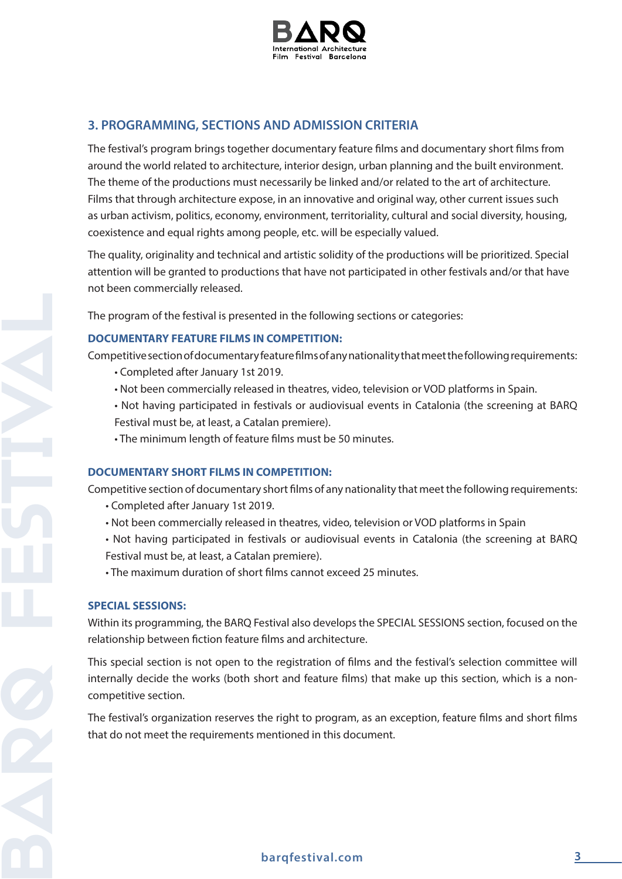## 3. PROGRAMMING, SECTIONS AND ADMISSION CRITERIA

The festival's program brings together documentary feature films and documentary short films from around the world related to architecture, interior design, urban planning and the built environment. The theme of the productions must necessarily be linked and/or related to the art of architecture. Films that through architecture expose, in an innovative and original way, other current issues such as urban activism, politics, economy, environment, territoriality, cultural and social diversity, housing, coexistence and equal rights among people, etc. will be especially valued.

The quality, originality and technical and artistic solidity of the productions will be prioritized. Special attention will be granted to productions that have not participated in other festivals and/or that have not been commercially released.

The program of the festival is presented in the following sections or categories:

### DOCUMENTARY FEATURE FILMS IN COMPETITION:

Competitive section of documentary feature films of any nationality that meet the following requirements:

- Completed after January 1st 2019.
- Not been commercially released in theatres, video, television or VOD platforms in Spain.
- Not having participated in festivals or audiovisual events in Catalonia (the screening at BARQ Festival must be, at least, a Catalan premiere).
- The minimum length of feature films must be 50 minutes.

### DOCUMENTARY SHORT FILMS IN COMPETITION:

Competitive section of documentary short films of any nationality that meet the following requirements:

- Completed after January 1st 2019.
- Not been commercially released in theatres, video, television or VOD platforms in Spain
- Not having participated in festivals or audiovisual events in Catalonia (the screening at BARQ Festival must be, at least, a Catalan premiere).
- The maximum duration of short films cannot exceed 25 minutes.

### SPECIAL SESSIONS:

Within its programming, the BARQ Festival also develops the SPECIAL SESSIONS section, focused on the relationship between fiction feature films and architecture.

This special section is not open to the registration of films and the festival's selection committee will internally decide the works (both short and feature films) that make up this section, which is a non-competitive section.

The festival's organization reserves the right to program, as an exception, feature films and short films that do not meet the requirements mentioned in this document.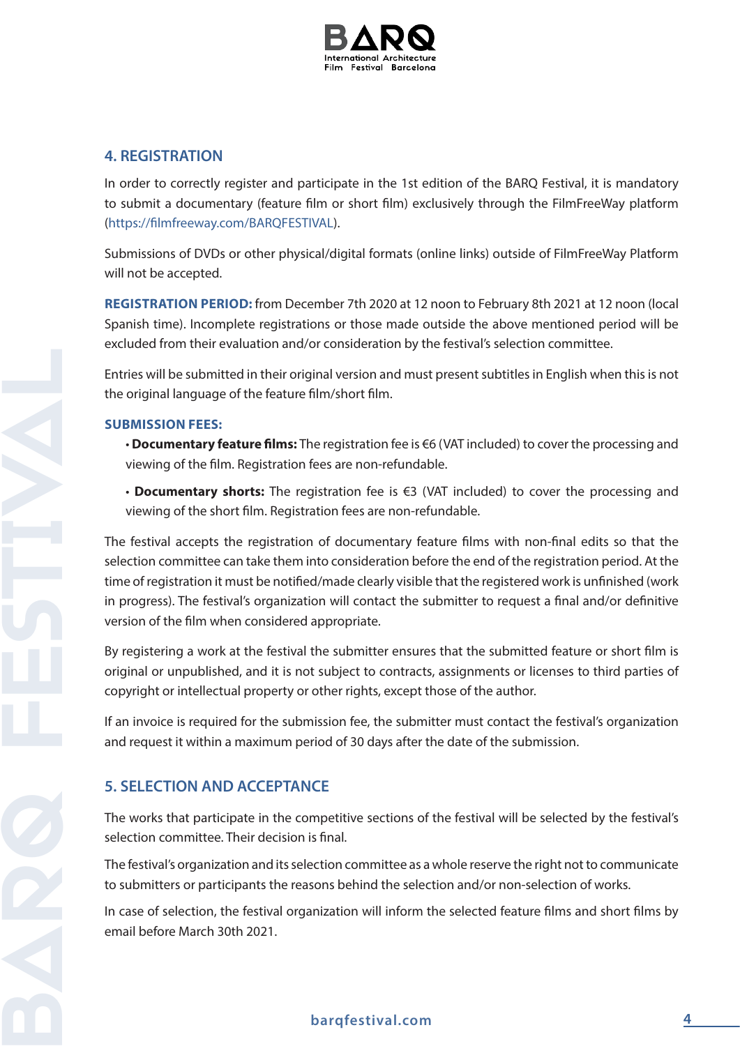## 4. REGISTRATION

In order to correctly register and participate in the 1st edition of the BARQ Festival, it is mandatory to submit a documentary (feature film or short film) exclusively through the FilmFreeWay platform (https://filmfreeway.com/BARQFESTIVAL).

Submissions of DVDs or other physical/digital formats (online links) outside of FilmFreeWay Platform will not be accepted.

**REGISTRATION PERIOD:** from December 7th 2020 at 12 noon to February 8th 2021 at 12 noon (local Spanish time). Incomplete registrations or those made outside the above mentioned period will be excluded from their evaluation and/or consideration by the festival's selection committee.

Entries will be submitted in their original version and must present subtitles in English when this is not the original language of the feature film/short film.

**SUBMISSION FEES:**

- **Documentary feature films:** The registration fee is €6 (VAT included) to cover the processing and viewing of the film. Registration fees are non-refundable.
- **Documentary shorts:** The registration fee is €3 (VAT included) to cover the processing and viewing of the short film. Registration fees are non-refundable.

The festival accepts the registration of documentary feature films with non-final edits so that the selection committee can take them into consideration before the end of the registration period. At the time of registration it must be notified/made clearly visible that the registered work is unfinished (work in progress). The festival's organization will contact the submitter to request a final and/or definitive version of the film when considered appropriate.

By registering a work at the festival the submitter ensures that the submitted feature or short film is original or unpublished, and it is not subject to contracts, assignments or licenses to third parties of copyright or intellectual property or other rights, except those of the author.

If an invoice is required for the submission fee, the submitter must contact the festival's organization and request it within a maximum period of 30 days after the date of the submission.

## 5. SELECTION AND ACCEPTANCE

The works that participate in the competitive sections of the festival will be selected by the festival's selection committee. Their decision is final.

The festival's organization and its selection committee as a whole reserve the right not to communicate to submitters or participants the reasons behind the selection and/or non-selection of works.

In case of selection, the festival organization will inform the selected feature films and short films by email before March 30th 2021.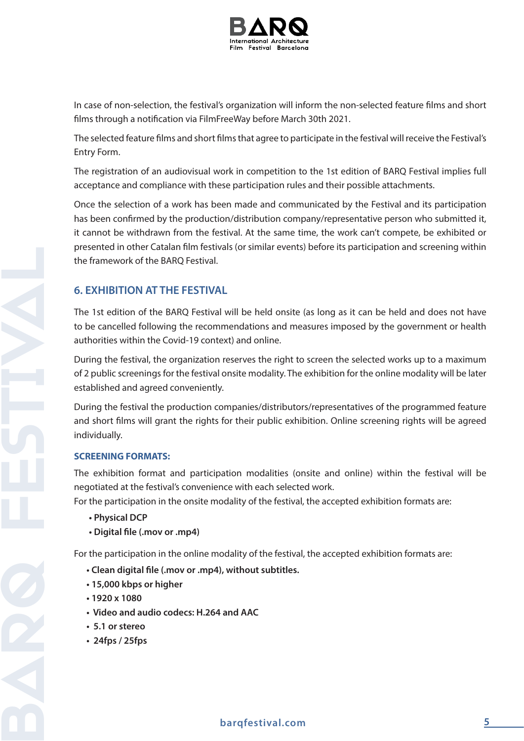In case of non-selection, the festival's organization will inform the non-selected feature films and short films through a notification via FilmFreeWay before March 30th 2021.

The selected feature films and short films that agree to participate in the festival will receive the Festival's Entry Form.

The registration of an audiovisual work in competition to the 1st edition of BARQ Festival implies full acceptance and compliance with these participation rules and their possible attachments.

Once the selection of a work has been made and communicated by the Festival and its participation has been confirmed by the production/distribution company/representative person who submitted it, it cannot be withdrawn from the festival. At the same time, the work can't compete, be exhibited or presented in other Catalan film festivals (or similar events) before its participation and screening within the framework of the BARQ Festival.

## 6. EXHIBITION AT THE FESTIVAL

The 1st edition of the BARQ Festival will be held onsite (as long as it can be held and does not have to be cancelled following the recommendations and measures imposed by the government or health authorities within the Covid-19 context) and online.

During the festival, the organization reserves the right to screen the selected works up to a maximum of 2 public screenings for the festival onsite modality. The exhibition for the online modality will be later established and agreed conveniently.

During the festival the production companies/distributors/representatives of the programmed feature and short films will grant the rights for their public exhibition. Online screening rights will be agreed individually.

### SCREENING FORMATS:

The exhibition format and participation modalities (onsite and online) within the festival will be negotiated at the festival's convenience with each selected work.
For the participation in the onsite modality of the festival, the accepted exhibition formats are:

- **Physical DCP**
- **Digital file (.mov or .mp4)**

For the participation in the online modality of the festival, the accepted exhibition formats are:

- **Clean digital file (.mov or .mp4), without subtitles.**
- **15,000 kbps or higher**
- **1920 x 1080**
- **Video and audio codecs: H.264 and AAC**
- **5.1 or stereo**
- **24fps / 25fps**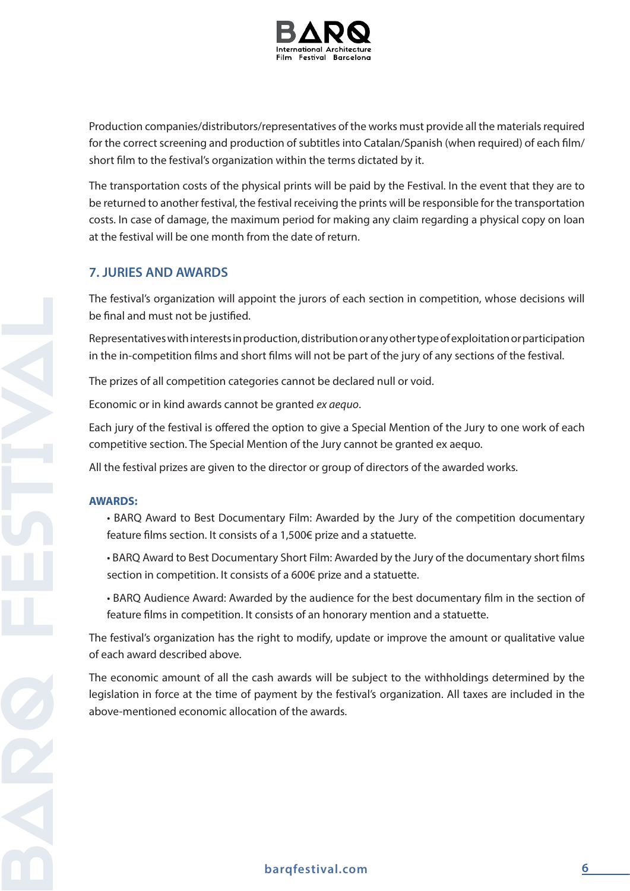Production companies/distributors/representatives of the works must provide all the materials required for the correct screening and production of subtitles into Catalan/Spanish (when required) of each film/ short film to the festival's organization within the terms dictated by it.

The transportation costs of the physical prints will be paid by the Festival. In the event that they are to be returned to another festival, the festival receiving the prints will be responsible for the transportation costs. In case of damage, the maximum period for making any claim regarding a physical copy on loan at the festival will be one month from the date of return.

## 7. JURIES AND AWARDS

The festival's organization will appoint the jurors of each section in competition, whose decisions will be final and must not be justified.

Representatives with interests in production, distribution or any other type of exploitation or participation in the in-competition films and short films will not be part of the jury of any sections of the festival.

The prizes of all competition categories cannot be declared null or void.

Economic or in kind awards cannot be granted *ex aequo*.

Each jury of the festival is offered the option to give a Special Mention of the Jury to one work of each competitive section. The Special Mention of the Jury cannot be granted ex aequo.

All the festival prizes are given to the director or group of directors of the awarded works.

**AWARDS:**

- BARQ Award to Best Documentary Film: Awarded by the Jury of the competition documentary feature films section. It consists of a 1,500€ prize and a statuette.
- BARQ Award to Best Documentary Short Film: Awarded by the Jury of the documentary short films section in competition. It consists of a 600€ prize and a statuette.
- BARQ Audience Award: Awarded by the audience for the best documentary film in the section of feature films in competition. It consists of an honorary mention and a statuette.

The festival's organization has the right to modify, update or improve the amount or qualitative value of each award described above.

The economic amount of all the cash awards will be subject to the withholdings determined by the legislation in force at the time of payment by the festival's organization. All taxes are included in the above-mentioned economic allocation of the awards.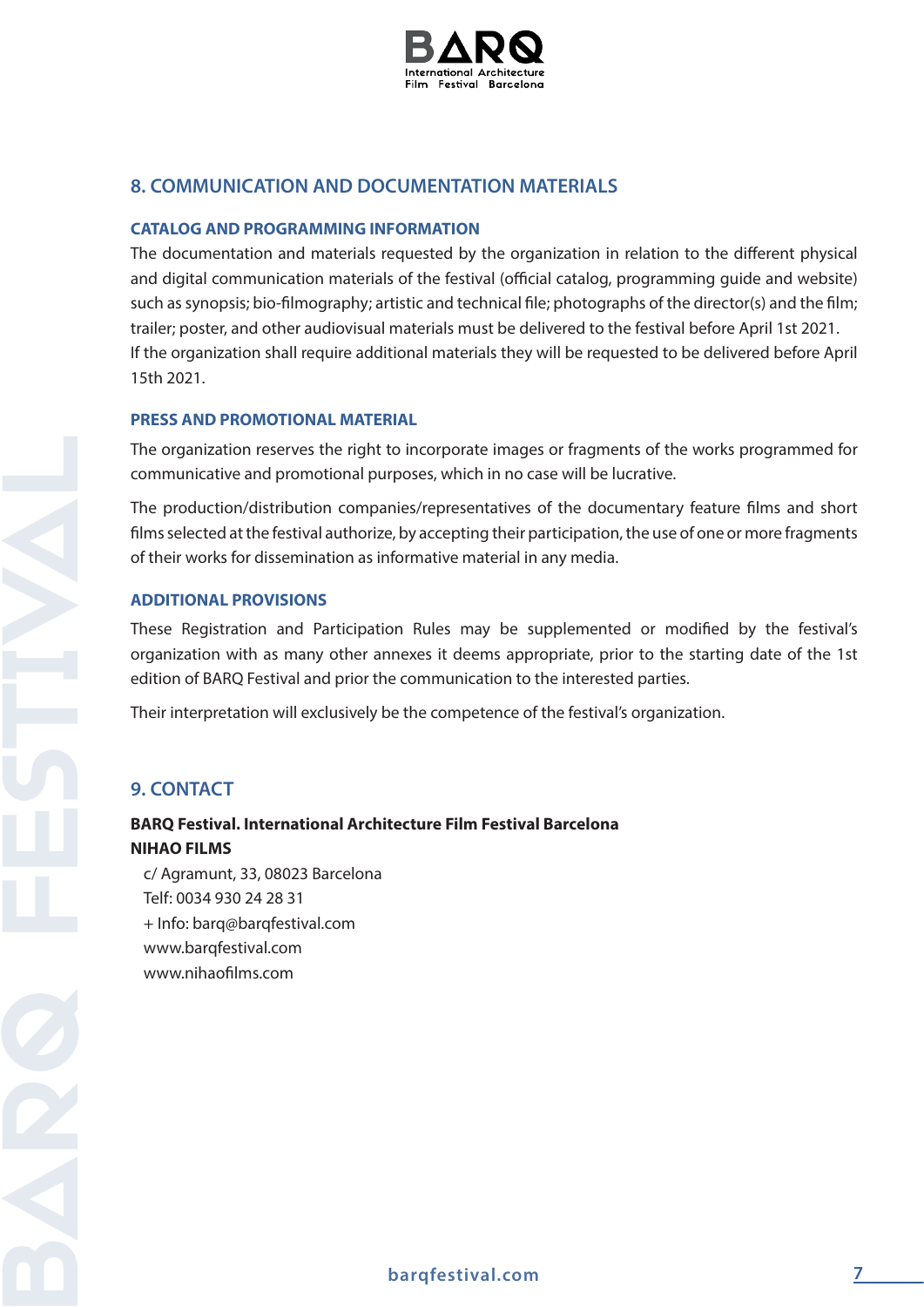## 8. COMMUNICATION AND DOCUMENTATION MATERIALS

### CATALOG AND PROGRAMMING INFORMATION

The documentation and materials requested by the organization in relation to the different physical and digital communication materials of the festival (official catalog, programming guide and website) such as synopsis; bio-filmography; artistic and technical file; photographs of the director(s) and the film; trailer; poster, and other audiovisual materials must be delivered to the festival before April 1st 2021.
If the organization shall require additional materials they will be requested to be delivered before April 15th 2021.

### PRESS AND PROMOTIONAL MATERIAL

The organization reserves the right to incorporate images or fragments of the works programmed for communicative and promotional purposes, which in no case will be lucrative.

The production/distribution companies/representatives of the documentary feature films and short films selected at the festival authorize, by accepting their participation, the use of one or more fragments of their works for dissemination as informative material in any media.

### ADDITIONAL PROVISIONS

These Registration and Participation Rules may be supplemented or modified by the festival's organization with as many other annexes it deems appropriate, prior to the starting date of the 1st edition of BARQ Festival and prior the communication to the interested parties.

Their interpretation will exclusively be the competence of the festival's organization.

## 9. CONTACT

**BARQ Festival. International Architecture Film Festival Barcelona**
**NIHAO FILMS**

c/ Agramunt, 33, 08023 Barcelona
Telf: 0034 930 24 28 31
+ Info: barq@barqfestival.com
www.barqfestival.com
www.nihaofilms.com